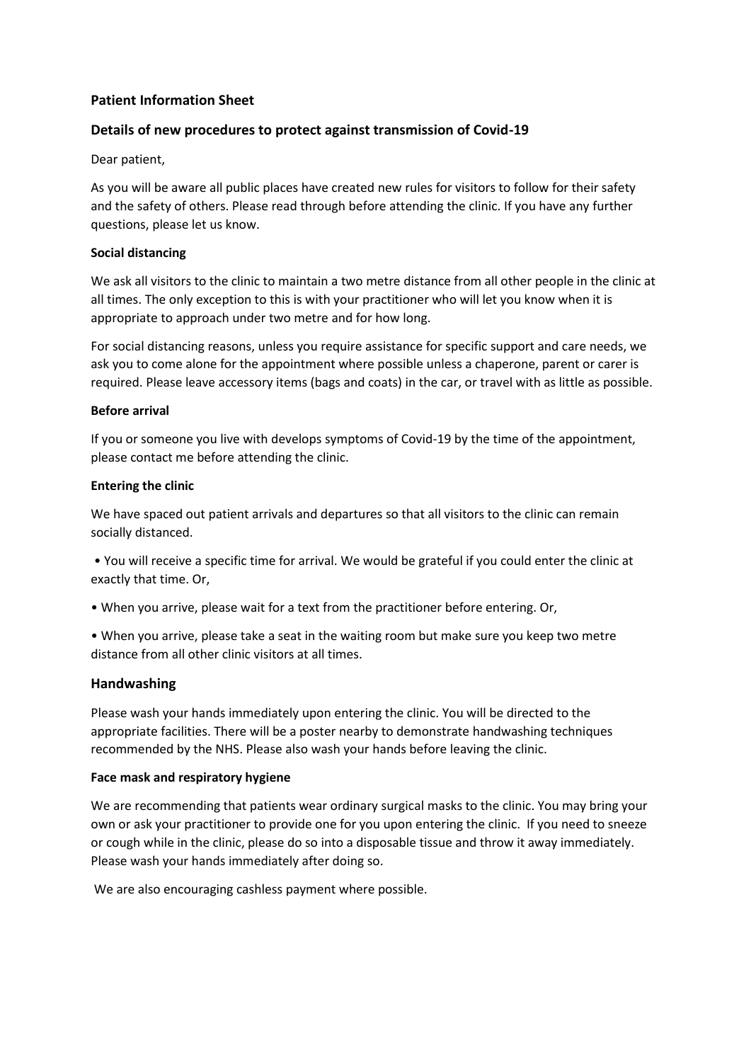## Patient Information Sheet

## Details of new procedures to protect against transmission of Covid-19

Dear patient,

As you will be aware all public places have created new rules for visitors to follow for their safety and the safety of others. Please read through before attending the clinic. If you have any further questions, please let us know.

**Social distancing**

We ask all visitors to the clinic to maintain a two metre distance from all other people in the clinic at all times. The only exception to this is with your practitioner who will let you know when it is appropriate to approach under two metre and for how long.

For social distancing reasons, unless you require assistance for specific support and care needs, we ask you to come alone for the appointment where possible unless a chaperone, parent or carer is required. Please leave accessory items (bags and coats) in the car, or travel with as little as possible.

**Before arrival**

If you or someone you live with develops symptoms of Covid-19 by the time of the appointment, please contact me before attending the clinic.

**Entering the clinic**

We have spaced out patient arrivals and departures so that all visitors to the clinic can remain socially distanced.

- You will receive a specific time for arrival. We would be grateful if you could enter the clinic at exactly that time. Or,
- When you arrive, please wait for a text from the practitioner before entering. Or,
- When you arrive, please take a seat in the waiting room but make sure you keep two metre distance from all other clinic visitors at all times.

## Handwashing

Please wash your hands immediately upon entering the clinic. You will be directed to the appropriate facilities. There will be a poster nearby to demonstrate handwashing techniques recommended by the NHS. Please also wash your hands before leaving the clinic.

**Face mask and respiratory hygiene**

We are recommending that patients wear ordinary surgical masks to the clinic. You may bring your own or ask your practitioner to provide one for you upon entering the clinic. If you need to sneeze or cough while in the clinic, please do so into a disposable tissue and throw it away immediately. Please wash your hands immediately after doing so.

We are also encouraging cashless payment where possible.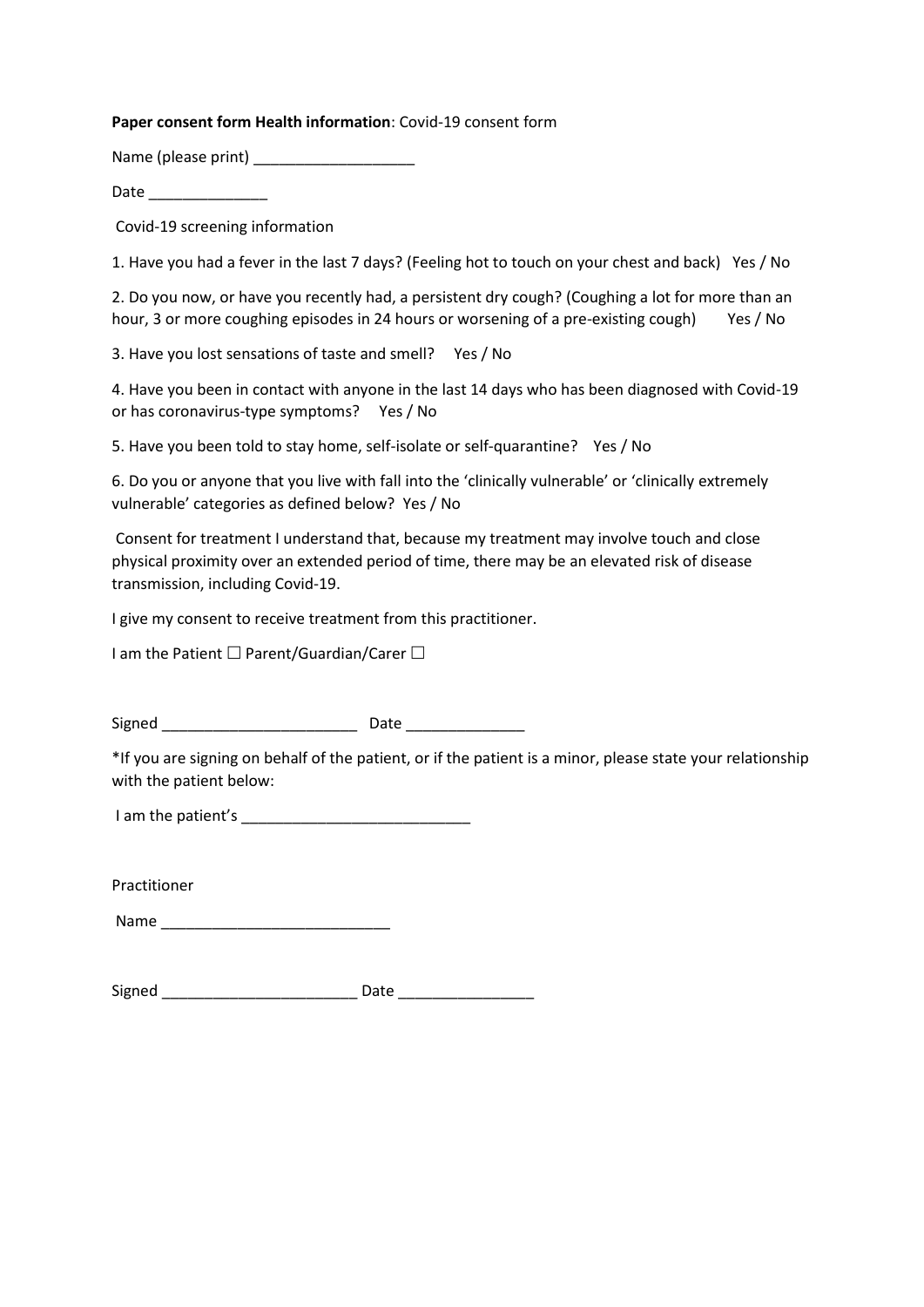**Paper consent form Health information**: Covid-19 consent form

Name (please print) ___________________

Date ______________

Covid-19 screening information

1. Have you had a fever in the last 7 days? (Feeling hot to touch on your chest and back) Yes / No

2. Do you now, or have you recently had, a persistent dry cough? (Coughing a lot for more than an hour, 3 or more coughing episodes in 24 hours or worsening of a pre-existing cough) Yes / No

3. Have you lost sensations of taste and smell? Yes / No

4. Have you been in contact with anyone in the last 14 days who has been diagnosed with Covid-19 or has coronavirus-type symptoms? Yes / No

5. Have you been told to stay home, self-isolate or self-quarantine? Yes / No

6. Do you or anyone that you live with fall into the 'clinically vulnerable' or 'clinically extremely vulnerable' categories as defined below? Yes / No

Consent for treatment I understand that, because my treatment may involve touch and close physical proximity over an extended period of time, there may be an elevated risk of disease transmission, including Covid-19.

I give my consent to receive treatment from this practitioner.

I am the Patient ☐ Parent/Guardian/Carer ☐

Signed _______________________ Date ______________

*If you are signing on behalf of the patient, or if the patient is a minor, please state your relationship with the patient below:

I am the patient's ___________________________

Practitioner

Name ___________________________

Signed _______________________ Date ________________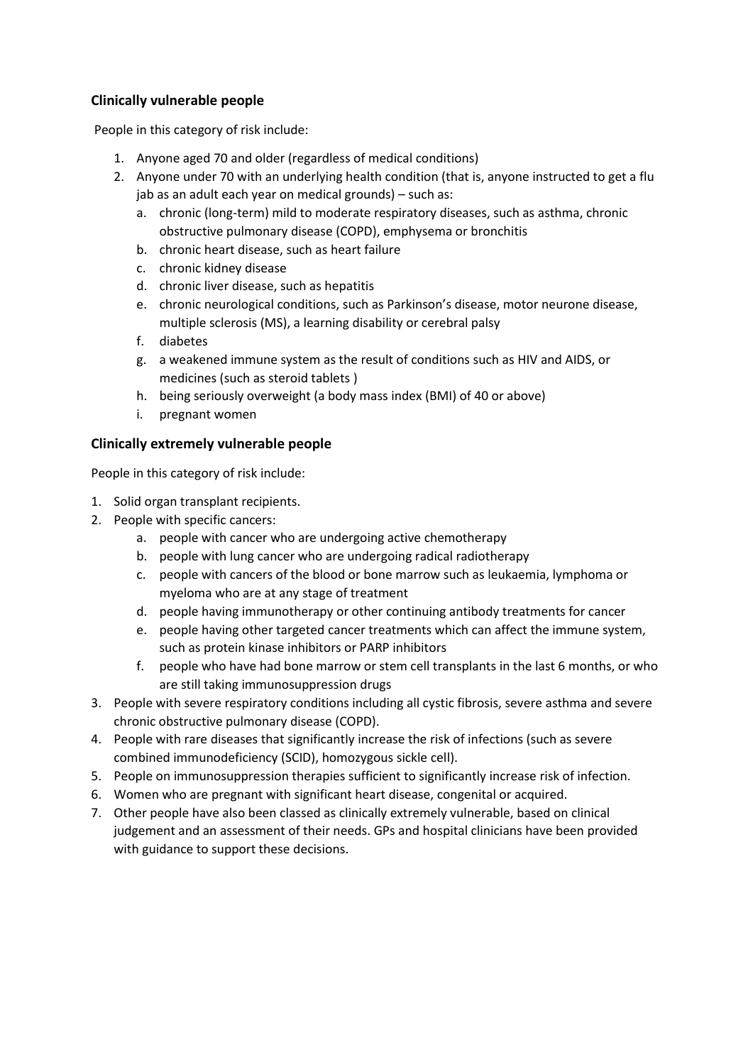### Clinically vulnerable people

People in this category of risk include:

1. Anyone aged 70 and older (regardless of medical conditions)
2. Anyone under 70 with an underlying health condition (that is, anyone instructed to get a flu jab as an adult each year on medical grounds) – such as:
    a. chronic (long-term) mild to moderate respiratory diseases, such as asthma, chronic obstructive pulmonary disease (COPD), emphysema or bronchitis
    b. chronic heart disease, such as heart failure
    c. chronic kidney disease
    d. chronic liver disease, such as hepatitis
    e. chronic neurological conditions, such as Parkinson's disease, motor neurone disease, multiple sclerosis (MS), a learning disability or cerebral palsy
    f. diabetes
    g. a weakened immune system as the result of conditions such as HIV and AIDS, or medicines (such as steroid tablets )
    h. being seriously overweight (a body mass index (BMI) of 40 or above)
    i. pregnant women

### Clinically extremely vulnerable people

People in this category of risk include:

1. Solid organ transplant recipients.
2. People with specific cancers:
    a. people with cancer who are undergoing active chemotherapy
    b. people with lung cancer who are undergoing radical radiotherapy
    c. people with cancers of the blood or bone marrow such as leukaemia, lymphoma or myeloma who are at any stage of treatment
    d. people having immunotherapy or other continuing antibody treatments for cancer
    e. people having other targeted cancer treatments which can affect the immune system, such as protein kinase inhibitors or PARP inhibitors
    f. people who have had bone marrow or stem cell transplants in the last 6 months, or who are still taking immunosuppression drugs
3. People with severe respiratory conditions including all cystic fibrosis, severe asthma and severe chronic obstructive pulmonary disease (COPD).
4. People with rare diseases that significantly increase the risk of infections (such as severe combined immunodeficiency (SCID), homozygous sickle cell).
5. People on immunosuppression therapies sufficient to significantly increase risk of infection.
6. Women who are pregnant with significant heart disease, congenital or acquired.
7. Other people have also been classed as clinically extremely vulnerable, based on clinical judgement and an assessment of their needs. GPs and hospital clinicians have been provided with guidance to support these decisions.